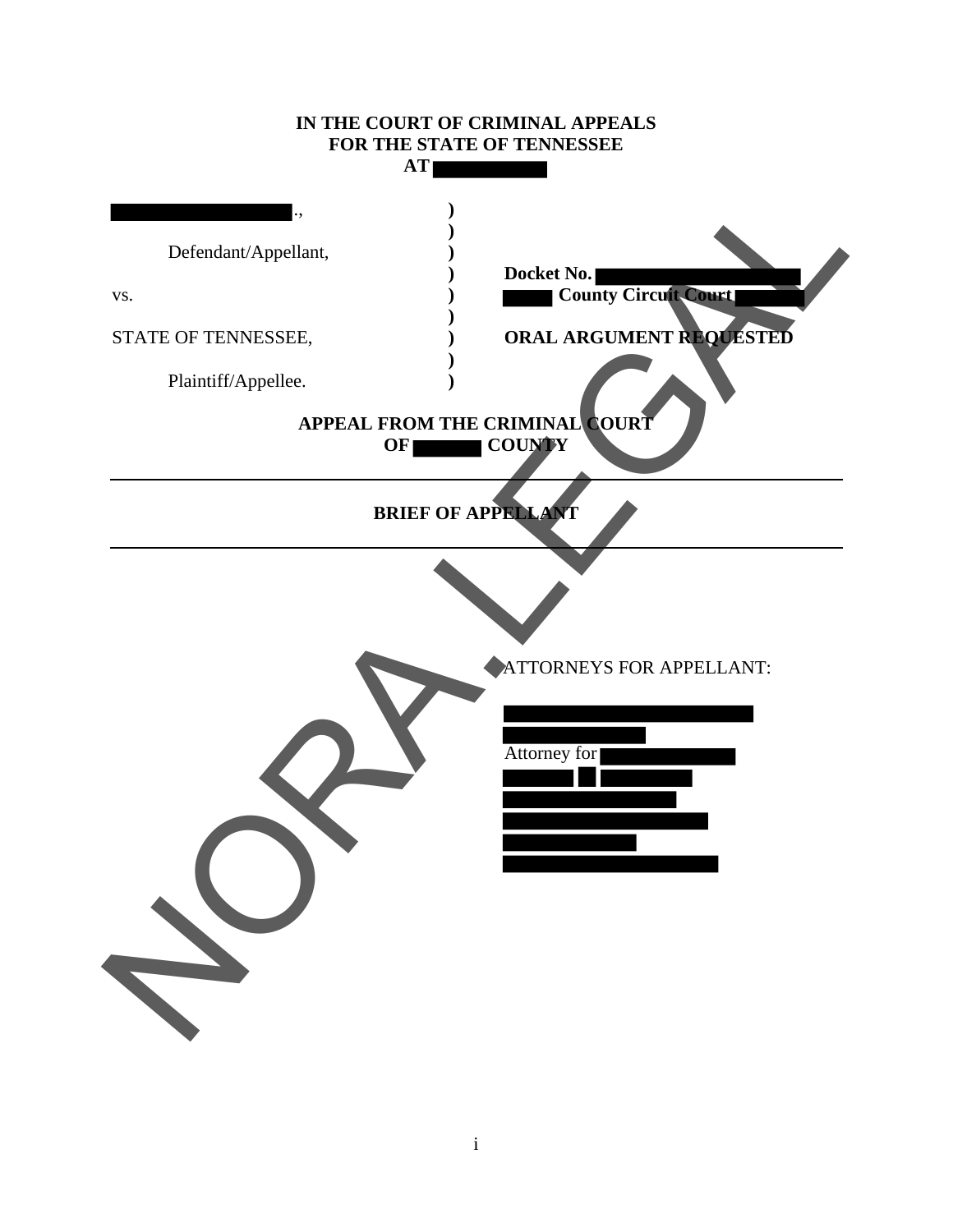**IN THE COURT OF CRIMINAL APPEALS**
**FOR THE STATE OF TENNESSEE**
**AT**

| | | |
|---|---|---|
| ., | ) | |
| | ) | |
| Defendant/Appellant, | ) | |
| | ) | **Docket No.** |
| vs. | ) | **County Circuit Court** |
| | ) | |
| STATE OF TENNESSEE, | ) | **ORAL ARGUMENT REQUESTED** |
| | ) | |
| Plaintiff/Appellee. | ) | |

**APPEAL FROM THE CRIMINAL COURT**
**OF COUNTY**

---

**BRIEF OF APPELLANT**

---

ATTORNEYS FOR APPELLANT:

Attorney for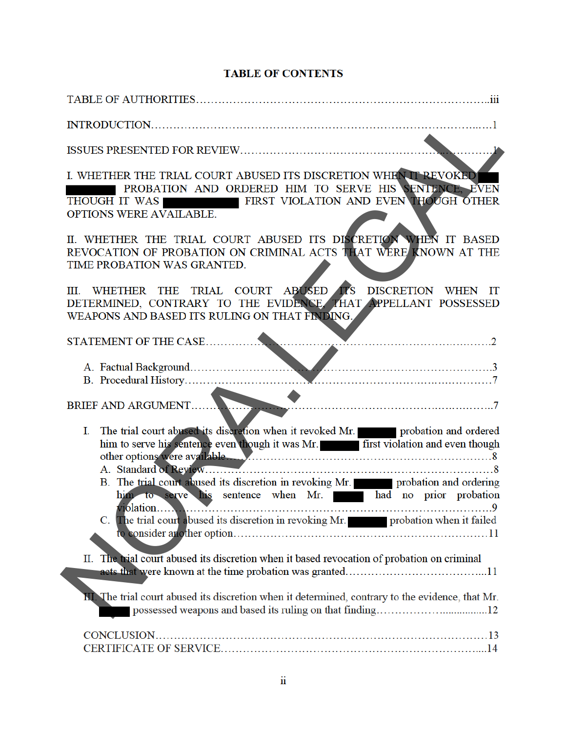# TABLE OF CONTENTS

TABLE OF AUTHORITIES……………………………………………………………………………iii

INTRODUCTION……………………………………………………………………………………1

ISSUES PRESENTED FOR REVIEW……………………………………………………………1

I. WHETHER THE TRIAL COURT ABUSED ITS DISCRETION WHEN IT REVOKED ████ ██████ PROBATION AND ORDERED HIM TO SERVE HIS SENTENCE, EVEN THOUGH IT WAS ██████████ FIRST VIOLATION AND EVEN THOUGH OTHER OPTIONS WERE AVAILABLE.

II. WHETHER THE TRIAL COURT ABUSED ITS DISCRETION WHEN IT BASED REVOCATION OF PROBATION ON CRIMINAL ACTS THAT WERE KNOWN AT THE TIME PROBATION WAS GRANTED.

III. WHETHER THE TRIAL COURT ABUSED ITS DISCRETION WHEN IT DETERMINED, CONTRARY TO THE EVIDENCE, THAT APPELLANT POSSESSED WEAPONS AND BASED ITS RULING ON THAT FINDING.

STATEMENT OF THE CASE……………………………………………………………………………2

A. Factual Background……………………………………………………………………………3
B. Procedural History……………………………………………………………………………7

BRIEF AND ARGUMENT……………………………………………………………………………7

I. The trial court abused its discretion when it revoked Mr. █████ probation and ordered him to serve his sentence even though it was Mr. █████ first violation and even though other options were available……………………………………………………………8
   A. Standard of Review……………………………………………………………………8
   B. The trial court abused its discretion in revoking Mr. █████ probation and ordering him to serve his sentence when Mr. ████ had no prior probation violation……………………………………………………………………………9
   C. The trial court abused its discretion in revoking Mr. █████ probation when it failed to consider another option……………………………………………………………11

II. The trial court abused its discretion when it based revocation of probation on criminal acts that were known at the time probation was granted…………………………………11

III. The trial court abused its discretion when it determined, contrary to the evidence, that Mr. ████ possessed weapons and based its ruling on that finding……………………………12

CONCLUSION…………………………………………………………………………………………13
CERTIFICATE OF SERVICE……………………………………………………………………………14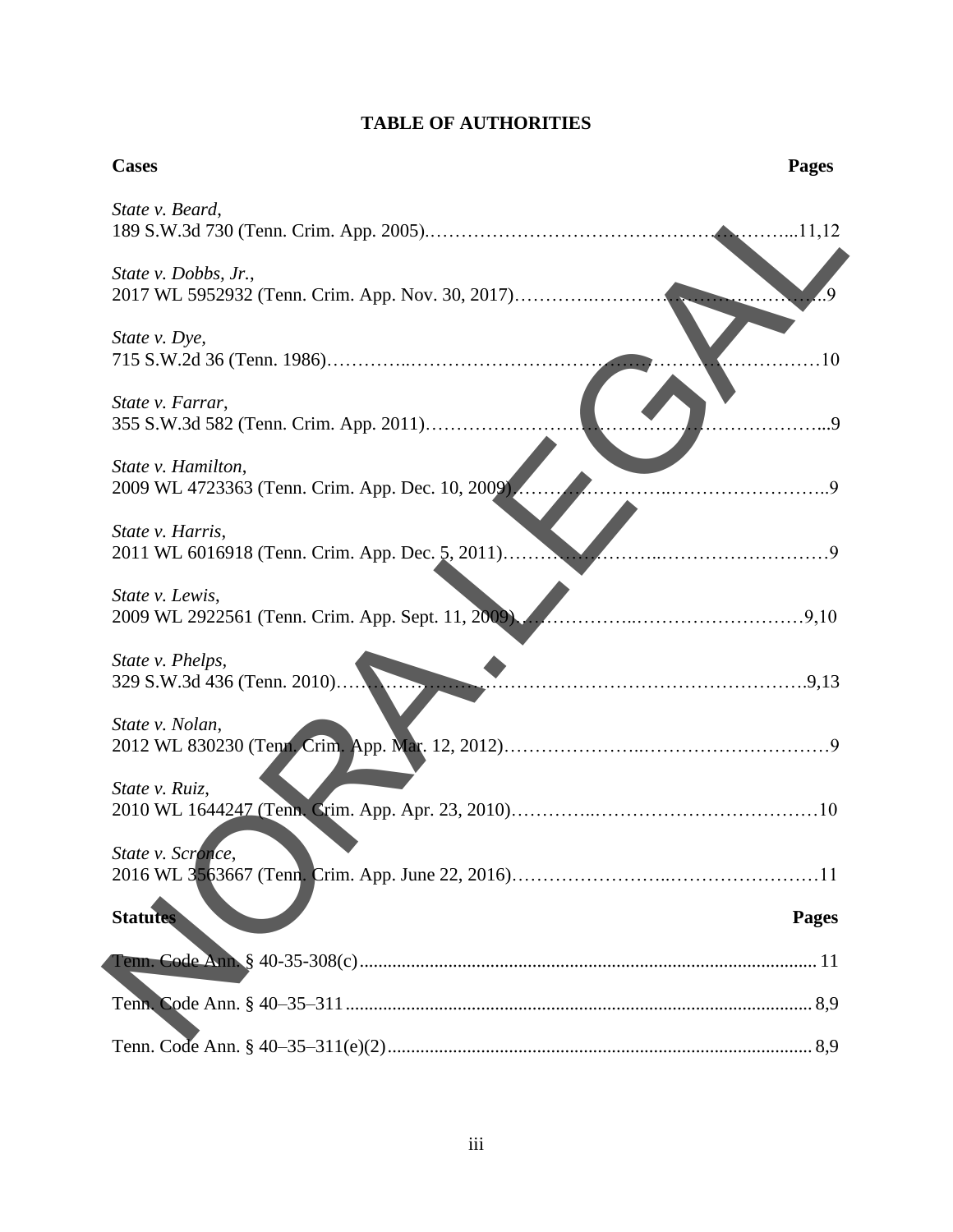# TABLE OF AUTHORITIES

| Cases | Pages |
|---|---|
| *State v. Beard*, 189 S.W.3d 730 (Tenn. Crim. App. 2005) | 11,12 |
| *State v. Dobbs, Jr.*, 2017 WL 5952932 (Tenn. Crim. App. Nov. 30, 2017) | 9 |
| *State v. Dye*, 715 S.W.2d 36 (Tenn. 1986) | 10 |
| *State v. Farrar*, 355 S.W.3d 582 (Tenn. Crim. App. 2011) | 9 |
| *State v. Hamilton*, 2009 WL 4723363 (Tenn. Crim. App. Dec. 10, 2009) | 9 |
| *State v. Harris*, 2011 WL 6016918 (Tenn. Crim. App. Dec. 5, 2011) | 9 |
| *State v. Lewis*, 2009 WL 2922561 (Tenn. Crim. App. Sept. 11, 2009) | 9,10 |
| *State v. Phelps*, 329 S.W.3d 436 (Tenn. 2010) | 9,13 |
| *State v. Nolan*, 2012 WL 830230 (Tenn. Crim. App. Mar. 12, 2012) | 9 |
| *State v. Ruiz*, 2010 WL 1644247 (Tenn. Crim. App. Apr. 23, 2010) | 10 |
| *State v. Scronce*, 2016 WL 3563667 (Tenn. Crim. App. June 22, 2016) | 11 |

| Statutes | Pages |
|---|---|
| Tenn. Code Ann. § 40-35-308(c) | 11 |
| Tenn. Code Ann. § 40–35–311 | 8,9 |
| Tenn. Code Ann. § 40–35–311(e)(2) | 8,9 |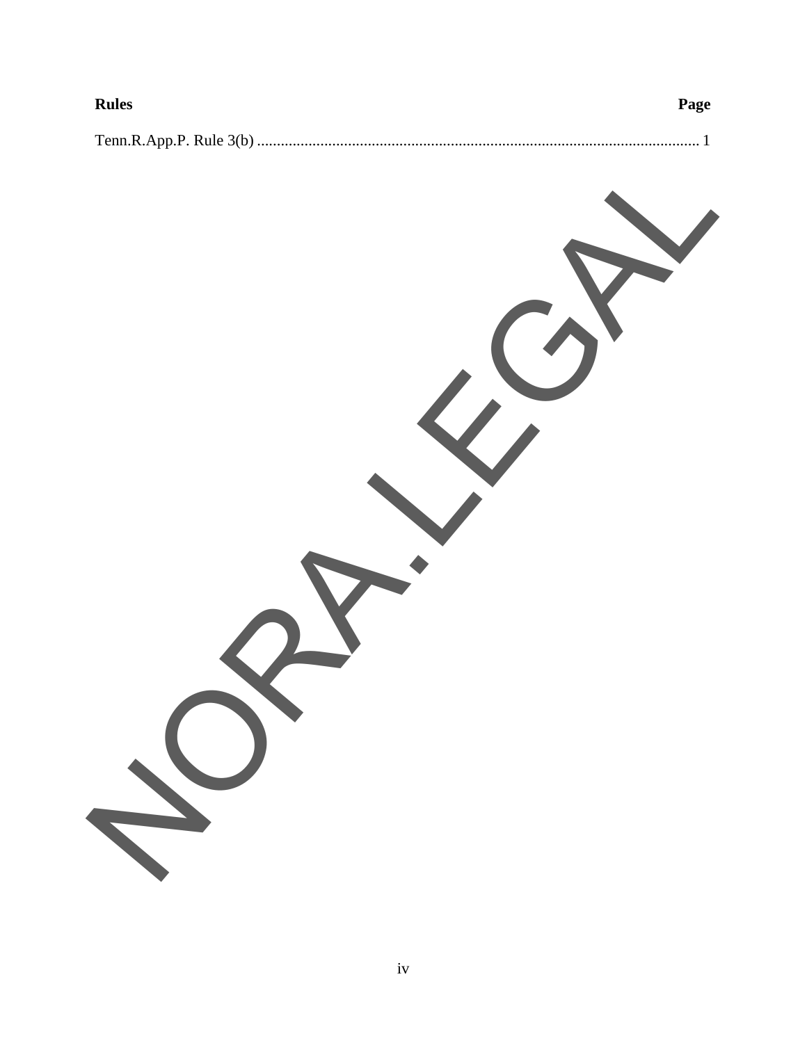| Rules | Page |
| --- | --- |
| Tenn.R.App.P. Rule 3(b) | 1 |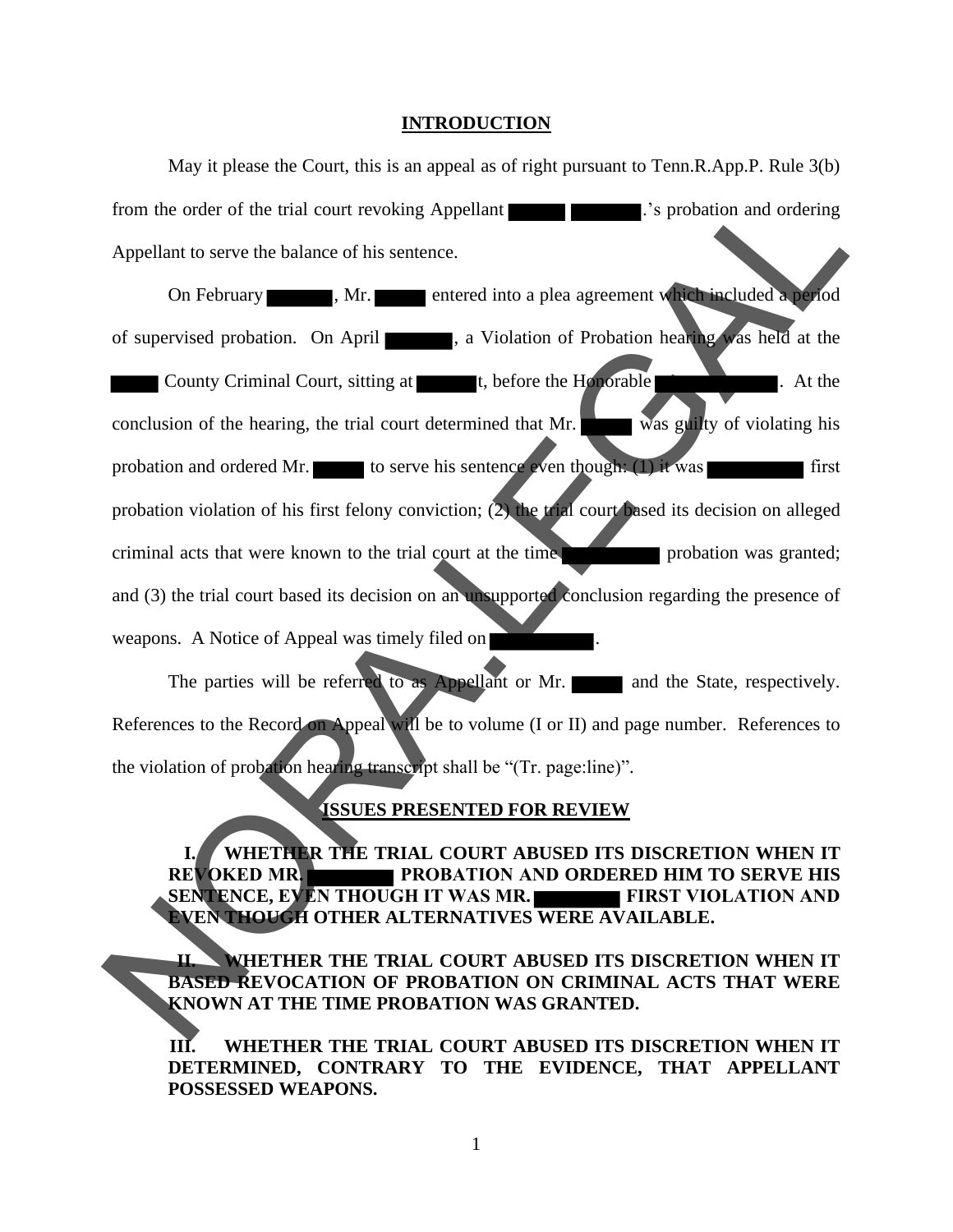## INTRODUCTION

May it please the Court, this is an appeal as of right pursuant to Tenn.R.App.P. Rule 3(b) from the order of the trial court revoking Appellant ███ ████.'s probation and ordering Appellant to serve the balance of his sentence.

On February ████, Mr. ███ entered into a plea agreement which included a period of supervised probation. On April ████, a Violation of Probation hearing was held at the ███ County Criminal Court, sitting at ████t, before the Honorable ███████. At the conclusion of the hearing, the trial court determined that Mr. ███ was guilty of violating his probation and ordered Mr. ███ to serve his sentence even though: (1) it was ██████ first probation violation of his first felony conviction; (2) the trial court based its decision on alleged criminal acts that were known to the trial court at the time ██████ probation was granted; and (3) the trial court based its decision on an unsupported conclusion regarding the presence of weapons. A Notice of Appeal was timely filed on ██████.

The parties will be referred to as Appellant or Mr. ███ and the State, respectively. References to the Record on Appeal will be to volume (I or II) and page number. References to the violation of probation hearing transcript shall be "(Tr. page:line)".

## ISSUES PRESENTED FOR REVIEW

**I. WHETHER THE TRIAL COURT ABUSED ITS DISCRETION WHEN IT REVOKED MR. █████ PROBATION AND ORDERED HIM TO SERVE HIS SENTENCE, EVEN THOUGH IT WAS MR. █████ FIRST VIOLATION AND EVEN THOUGH OTHER ALTERNATIVES WERE AVAILABLE.**

**II. WHETHER THE TRIAL COURT ABUSED ITS DISCRETION WHEN IT BASED REVOCATION OF PROBATION ON CRIMINAL ACTS THAT WERE KNOWN AT THE TIME PROBATION WAS GRANTED.**

**III. WHETHER THE TRIAL COURT ABUSED ITS DISCRETION WHEN IT DETERMINED, CONTRARY TO THE EVIDENCE, THAT APPELLANT POSSESSED WEAPONS.**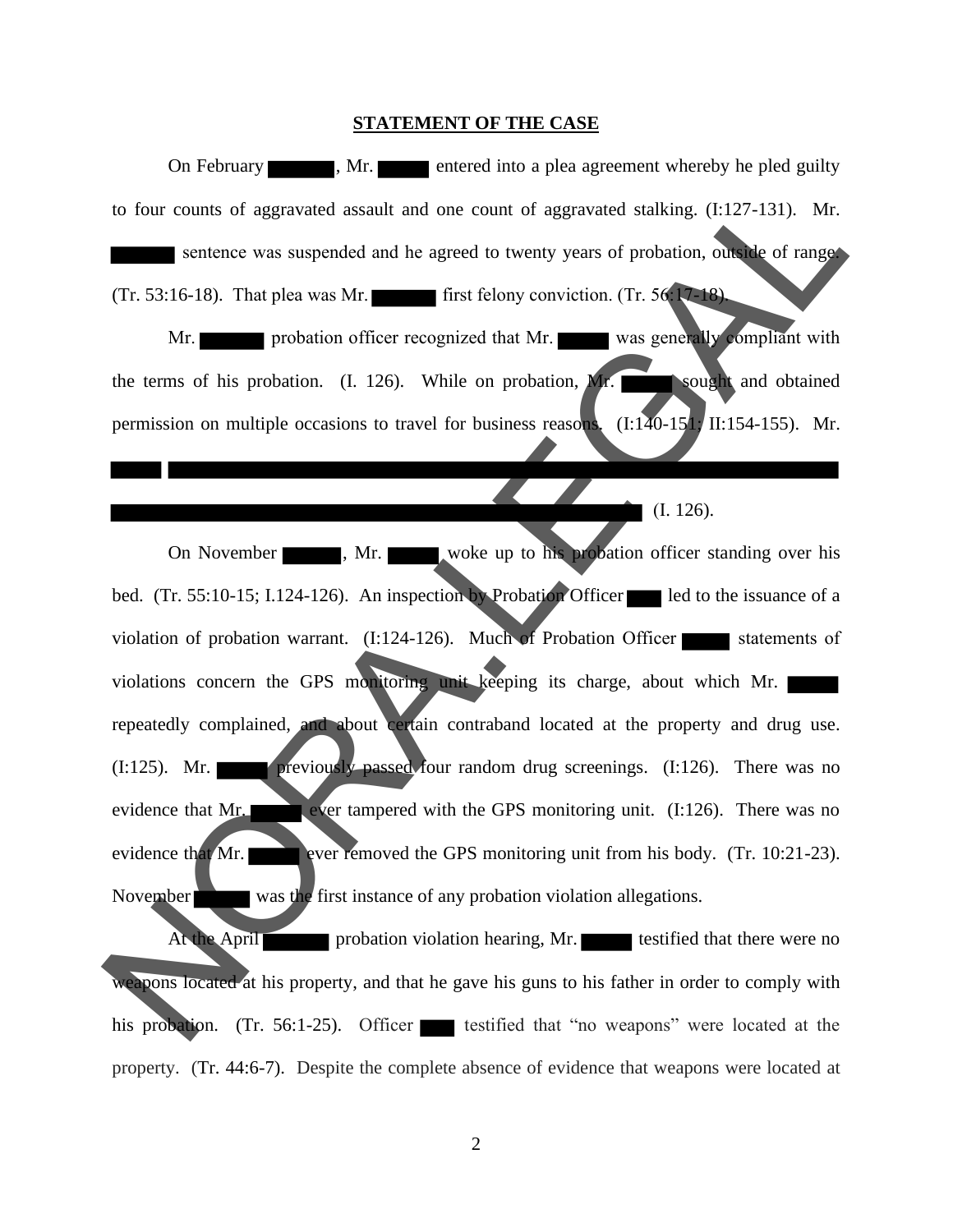## STATEMENT OF THE CASE

On February ███, Mr. ███ entered into a plea agreement whereby he pled guilty to four counts of aggravated assault and one count of aggravated stalking. (I:127-131). Mr. ███ sentence was suspended and he agreed to twenty years of probation, outside of range. (Tr. 53:16-18). That plea was Mr. ███ first felony conviction. (Tr. 56:17-18).

Mr. ███ probation officer recognized that Mr. ███ was generally compliant with the terms of his probation. (I. 126). While on probation, Mr. ███ sought and obtained permission on multiple occasions to travel for business reasons. (I:140-151; II:154-155). Mr. ███ ████████████████████████████████████████ ████████████████████████████████ (I. 126).

On November ███, Mr. ███ woke up to his probation officer standing over his bed. (Tr. 55:10-15; I.124-126). An inspection by Probation Officer ███ led to the issuance of a violation of probation warrant. (I:124-126). Much of Probation Officer ███ statements of violations concern the GPS monitoring unit keeping its charge, about which Mr. ███ repeatedly complained, and about certain contraband located at the property and drug use. (I:125). Mr. ███ previously passed four random drug screenings. (I:126). There was no evidence that Mr. ███ ever tampered with the GPS monitoring unit. (I:126). There was no evidence that Mr. ███ ever removed the GPS monitoring unit from his body. (Tr. 10:21-23). November ███ was the first instance of any probation violation allegations.

At the April ███ probation violation hearing, Mr. ███ testified that there were no weapons located at his property, and that he gave his guns to his father in order to comply with his probation. (Tr. 56:1-25). Officer ███ testified that "no weapons" were located at the property. (Tr. 44:6-7). Despite the complete absence of evidence that weapons were located at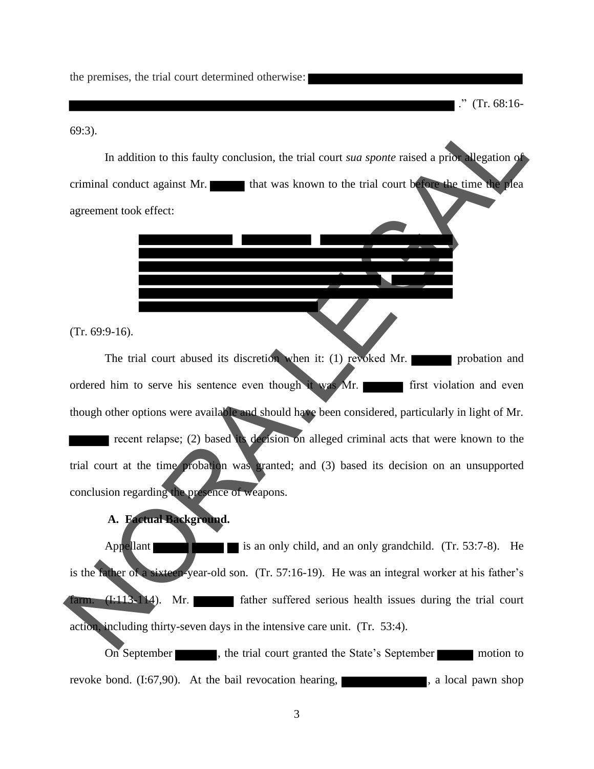the premises, the trial court determined otherwise: ████████████████████████████████ ███████████████████████████████████████████████████████████████████ ." (Tr. 68:16-69:3).

In addition to this faulty conclusion, the trial court *sua sponte* raised a prior allegation of criminal conduct against Mr. █████ that was known to the trial court before the time the plea agreement took effect:

> ███████████ ████████ ███████████████████ ██████████████████████████████████████████ ██████████████████████████████████████████ ████████████████████████████████ ████████ ██████████████████████████████████████████ ████████████████████████

(Tr. 69:9-16).

The trial court abused its discretion when it: (1) revoked Mr. ██████ probation and ordered him to serve his sentence even though it was Mr. ██████ first violation and even though other options were available and should have been considered, particularly in light of Mr. ██████ recent relapse; (2) based its decision on alleged criminal acts that were known to the trial court at the time probation was granted; and (3) based its decision on an unsupported conclusion regarding the presence of weapons.

**A. Factual Background.**

Appellant ██████ █████ █ is an only child, and an only grandchild. (Tr. 53:7-8). He is the father of a sixteen-year-old son. (Tr. 57:16-19). He was an integral worker at his father's farm. (I:113-114). Mr. ██████ father suffered serious health issues during the trial court action, including thirty-seven days in the intensive care unit. (Tr. 53:4).

On September ██████, the trial court granted the State's September █████ motion to revoke bond. (I:67,90). At the bail revocation hearing, ██████████████, a local pawn shop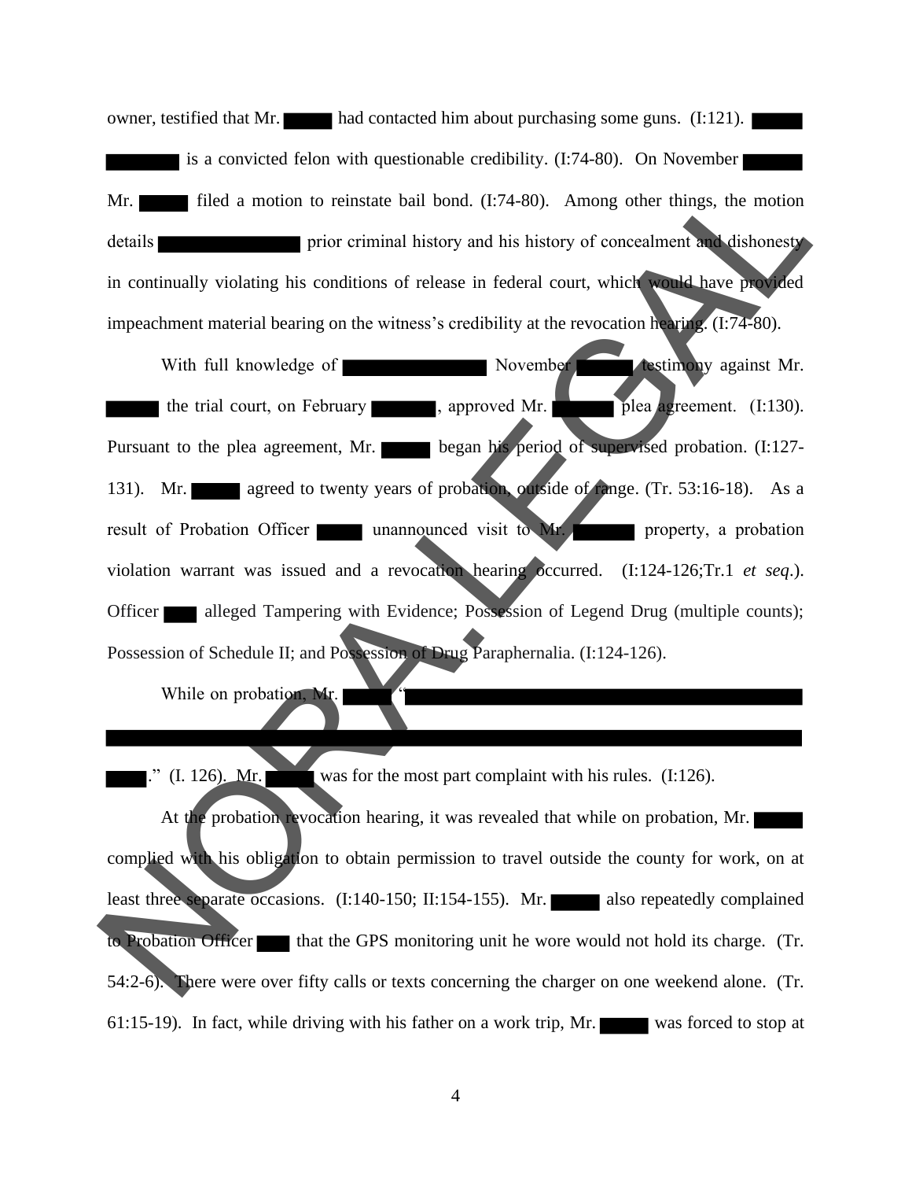owner, testified that Mr. ████ had contacted him about purchasing some guns. (I:121). ████ ████ is a convicted felon with questionable credibility. (I:74-80). On November ████ Mr. ████ filed a motion to reinstate bail bond. (I:74-80). Among other things, the motion details ████████ prior criminal history and his history of concealment and dishonesty in continually violating his conditions of release in federal court, which would have provided impeachment material bearing on the witness's credibility at the revocation hearing. (I:74-80).

With full knowledge of ████████ November ████ testimony against Mr. ████ the trial court, on February ████, approved Mr. ████ plea agreement. (I:130). Pursuant to the plea agreement, Mr. ████ began his period of supervised probation. (I:127-131). Mr. ████ agreed to twenty years of probation, outside of range. (Tr. 53:16-18). As a result of Probation Officer ████ unannounced visit to Mr. ████ property, a probation violation warrant was issued and a revocation hearing occurred. (I:124-126;Tr.1 *et seq*.). Officer ████ alleged Tampering with Evidence; Possession of Legend Drug (multiple counts); Possession of Schedule II; and Possession of Drug Paraphernalia. (I:124-126).

While on probation, Mr. ████ "████████████████████████████████████████████████████████████████ ████." (I. 126). Mr. ████ was for the most part complaint with his rules. (I:126).

At the probation revocation hearing, it was revealed that while on probation, Mr. ████ complied with his obligation to obtain permission to travel outside the county for work, on at least three separate occasions. (I:140-150; II:154-155). Mr. ████ also repeatedly complained to Probation Officer ████ that the GPS monitoring unit he wore would not hold its charge. (Tr. 54:2-6). There were over fifty calls or texts concerning the charger on one weekend alone. (Tr. 61:15-19). In fact, while driving with his father on a work trip, Mr. ████ was forced to stop at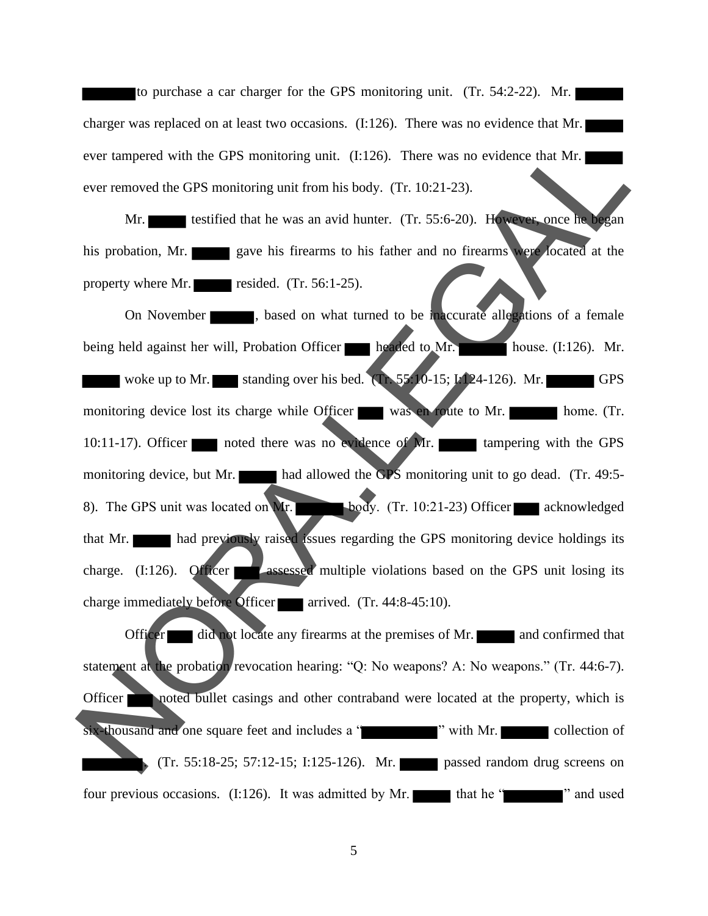to purchase a car charger for the GPS monitoring unit. (Tr. 54:2-22). Mr. charger was replaced on at least two occasions. (I:126). There was no evidence that Mr. ever tampered with the GPS monitoring unit. (I:126). There was no evidence that Mr. ever removed the GPS monitoring unit from his body. (Tr. 10:21-23).

Mr. testified that he was an avid hunter. (Tr. 55:6-20). However, once he began his probation, Mr. gave his firearms to his father and no firearms were located at the property where Mr. resided. (Tr. 56:1-25).

On November , based on what turned to be inaccurate allegations of a female being held against her will, Probation Officer headed to Mr. house. (I:126). Mr. woke up to Mr. standing over his bed. (Tr. 55:10-15; I:124-126). Mr. GPS monitoring device lost its charge while Officer was en route to Mr. home. (Tr. 10:11-17). Officer noted there was no evidence of Mr. tampering with the GPS monitoring device, but Mr. had allowed the GPS monitoring unit to go dead. (Tr. 49:5-8). The GPS unit was located on Mr. body. (Tr. 10:21-23) Officer acknowledged that Mr. had previously raised issues regarding the GPS monitoring device holdings its charge. (I:126). Officer assessed multiple violations based on the GPS unit losing its charge immediately before Officer arrived. (Tr. 44:8-45:10).

Officer did not locate any firearms at the premises of Mr. and confirmed that statement at the probation revocation hearing: "Q: No weapons? A: No weapons." (Tr. 44:6-7). Officer noted bullet casings and other contraband were located at the property, which is six-thousand and one square feet and includes a " " with Mr. collection of . (Tr. 55:18-25; 57:12-15; I:125-126). Mr. passed random drug screens on four previous occasions. (I:126). It was admitted by Mr. that he " " and used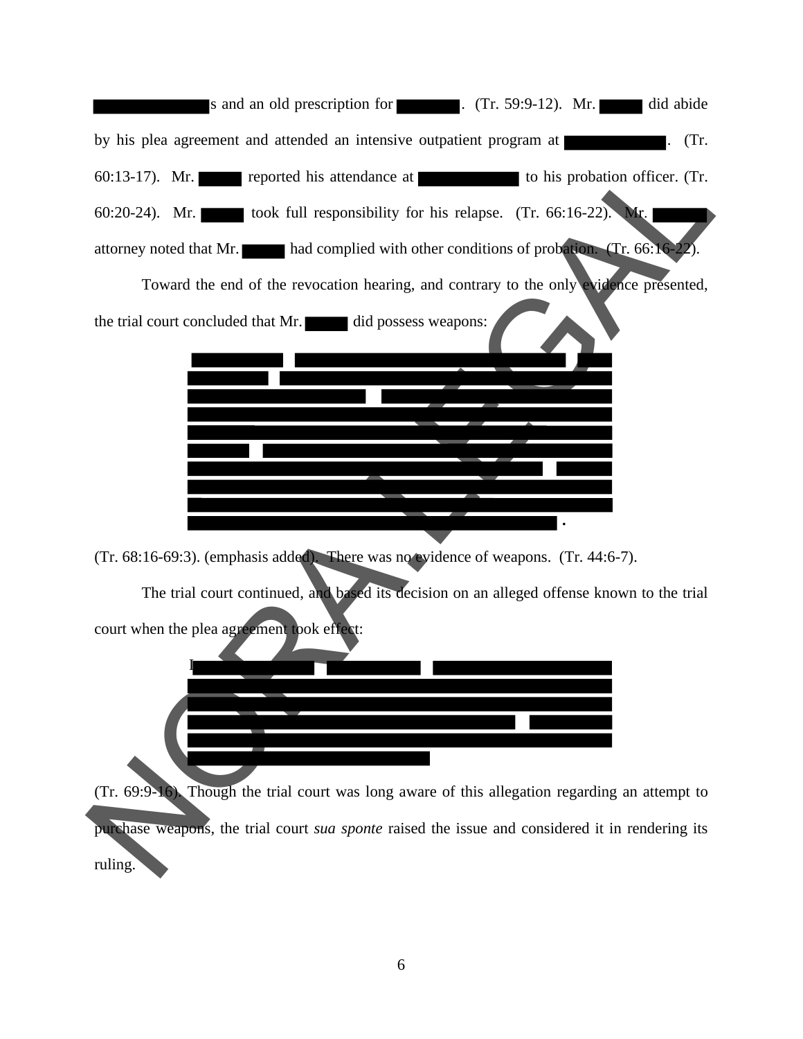████████s and an old prescription for ██████. (Tr. 59:9-12). Mr. ████ did abide by his plea agreement and attended an intensive outpatient program at ████████. (Tr. 60:13-17). Mr. ████ reported his attendance at ████████ to his probation officer. (Tr. 60:20-24). Mr. ████ took full responsibility for his relapse. (Tr. 66:16-22). Mr. ████ attorney noted that Mr. ████ had complied with other conditions of probation. (Tr. 66:16-22).

Toward the end of the revocation hearing, and contrary to the only evidence presented, the trial court concluded that Mr. ████ did possess weapons:

> ████████████████████████████████████████████████████████████████████████████████████████████████████████████████████████████████████████████████████████████████████.

(Tr. 68:16-69:3). (emphasis added). There was no evidence of weapons. (Tr. 44:6-7).

The trial court continued, and based its decision on an alleged offense known to the trial court when the plea agreement took effect:

> I████████████████████████████████████████████████████████████████████████████████████████

(Tr. 69:9-16). Though the trial court was long aware of this allegation regarding an attempt to purchase weapons, the trial court *sua sponte* raised the issue and considered it in rendering its ruling.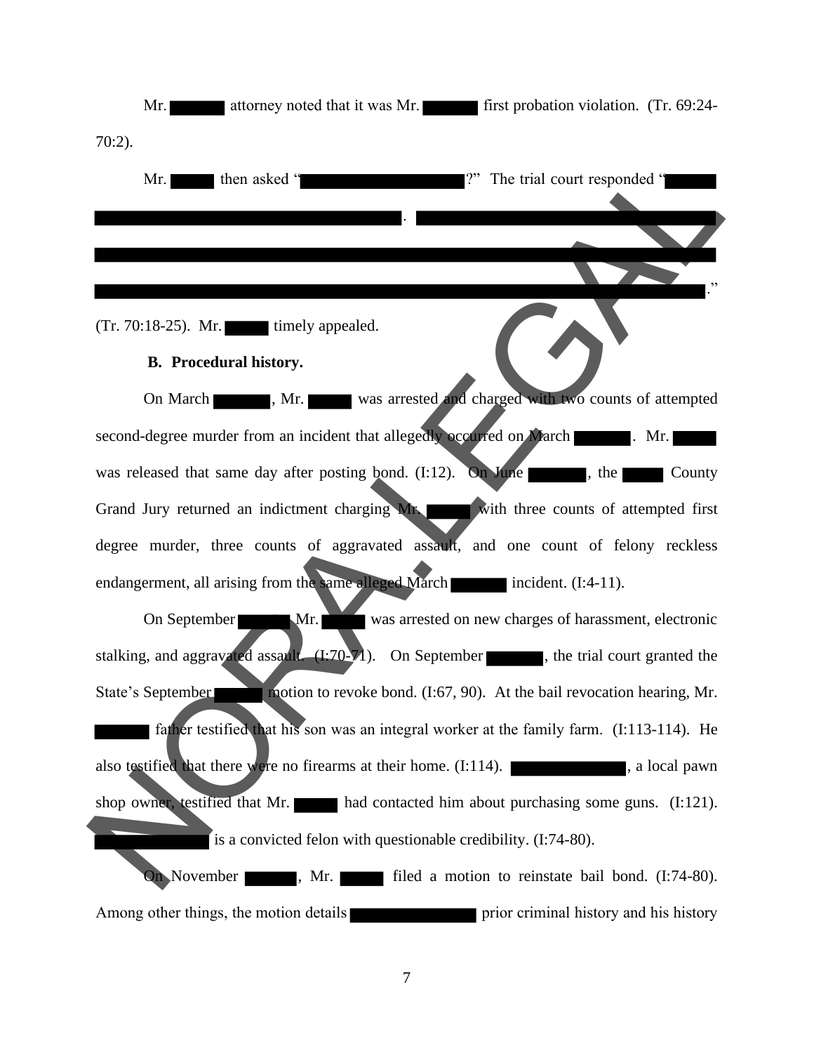Mr. ██████ attorney noted that it was Mr. ██████ first probation violation. (Tr. 69:24-70:2).

Mr. █████ then asked "████████████████?" The trial court responded "█████ ██████████████████████████████. ██████████████████████████████ ████████████████████████████████████████████████████████ ████████████████████████████████████████████████████████."

(Tr. 70:18-25). Mr. █████ timely appealed.

**B. Procedural history.**

On March ██████, Mr. █████ was arrested and charged with two counts of attempted second-degree murder from an incident that allegedly occurred on March ██████. Mr. █████ was released that same day after posting bond. (I:12). On June ██████, the █████ County Grand Jury returned an indictment charging Mr. █████ with three counts of attempted first degree murder, three counts of aggravated assault, and one count of felony reckless endangerment, all arising from the same alleged March ██████ incident. (I:4-11).

On September ██████ Mr. █████ was arrested on new charges of harassment, electronic stalking, and aggravated assault. (I:70-71). On September ██████, the trial court granted the State's September █████ motion to revoke bond. (I:67, 90). At the bail revocation hearing, Mr. ██████ father testified that his son was an integral worker at the family farm. (I:113-114). He also testified that there were no firearms at their home. (I:114). ████████████, a local pawn shop owner, testified that Mr. █████ had contacted him about purchasing some guns. (I:121). ████████████ is a convicted felon with questionable credibility. (I:74-80).

On November ██████, Mr. █████ filed a motion to reinstate bail bond. (I:74-80). Among other things, the motion details ████████████ prior criminal history and his history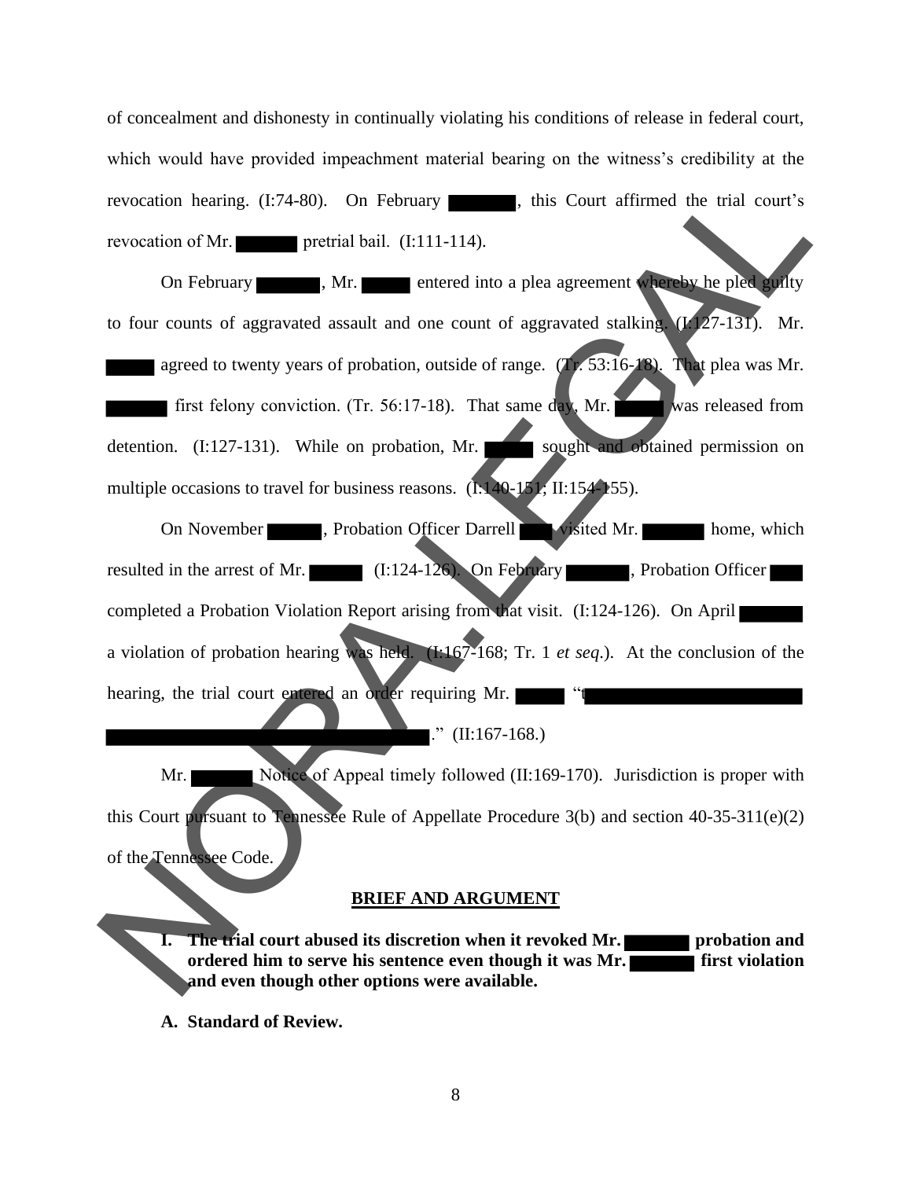of concealment and dishonesty in continually violating his conditions of release in federal court, which would have provided impeachment material bearing on the witness's credibility at the revocation hearing. (I:74-80). On February , this Court affirmed the trial court's revocation of Mr. pretrial bail. (I:111-114).

On February , Mr. entered into a plea agreement whereby he pled guilty to four counts of aggravated assault and one count of aggravated stalking. (I:127-131). Mr. agreed to twenty years of probation, outside of range. (Tr. 53:16-18). That plea was Mr. first felony conviction. (Tr. 56:17-18). That same day, Mr. was released from detention. (I:127-131). While on probation, Mr. sought and obtained permission on multiple occasions to travel for business reasons. (I:140-151; II:154-155).

On November , Probation Officer Darrell visited Mr. home, which resulted in the arrest of Mr. (I:124-126). On February , Probation Officer completed a Probation Violation Report arising from that visit. (I:124-126). On April a violation of probation hearing was held. (I:167-168; Tr. 1 *et seq.*). At the conclusion of the hearing, the trial court entered an order requiring Mr. "t ." (II:167-168.)

Mr. Notice of Appeal timely followed (II:169-170). Jurisdiction is proper with this Court pursuant to Tennessee Rule of Appellate Procedure 3(b) and section 40-35-311(e)(2) of the Tennessee Code.

## BRIEF AND ARGUMENT

**I. The trial court abused its discretion when it revoked Mr. probation and ordered him to serve his sentence even though it was Mr. first violation and even though other options were available.**

**A. Standard of Review.**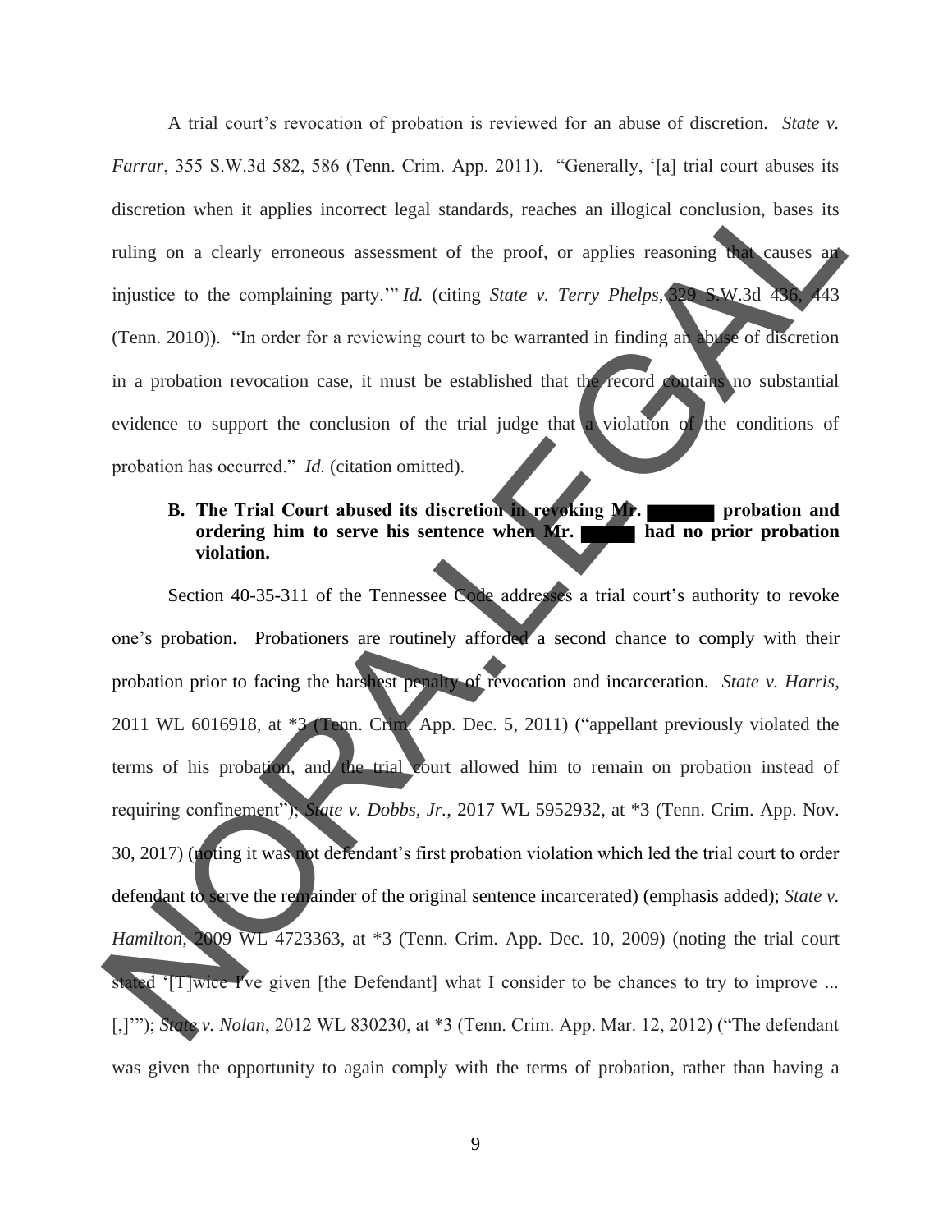A trial court's revocation of probation is reviewed for an abuse of discretion. *State v. Farrar*, 355 S.W.3d 582, 586 (Tenn. Crim. App. 2011). "Generally, '[a] trial court abuses its discretion when it applies incorrect legal standards, reaches an illogical conclusion, bases its ruling on a clearly erroneous assessment of the proof, or applies reasoning that causes an injustice to the complaining party.'" *Id.* (citing *State v. Terry Phelps*, 329 S.W.3d 436, 443 (Tenn. 2010)). "In order for a reviewing court to be warranted in finding an abuse of discretion in a probation revocation case, it must be established that the record contains no substantial evidence to support the conclusion of the trial judge that a violation of the conditions of probation has occurred." *Id.* (citation omitted).

**B. The Trial Court abused its discretion in revoking Mr. ██████ probation and ordering him to serve his sentence when Mr. █████ had no prior probation violation.**

Section 40-35-311 of the Tennessee Code addresses a trial court's authority to revoke one's probation. Probationers are routinely afforded a second chance to comply with their probation prior to facing the harshest penalty of revocation and incarceration. *State v. Harris*, 2011 WL 6016918, at *3 (Tenn. Crim. App. Dec. 5, 2011) ("appellant previously violated the terms of his probation, and the trial court allowed him to remain on probation instead of requiring confinement"); *State v. Dobbs, Jr.*, 2017 WL 5952932, at *3 (Tenn. Crim. App. Nov. 30, 2017) (noting it was <u>not</u> defendant's first probation violation which led the trial court to order defendant to serve the remainder of the original sentence incarcerated) (emphasis added); *State v. Hamilton*, 2009 WL 4723363, at *3 (Tenn. Crim. App. Dec. 10, 2009) (noting the trial court stated '[T]wice I've given [the Defendant] what I consider to be chances to try to improve ... [,]'"); *State v. Nolan*, 2012 WL 830230, at *3 (Tenn. Crim. App. Mar. 12, 2012) ("The defendant was given the opportunity to again comply with the terms of probation, rather than having a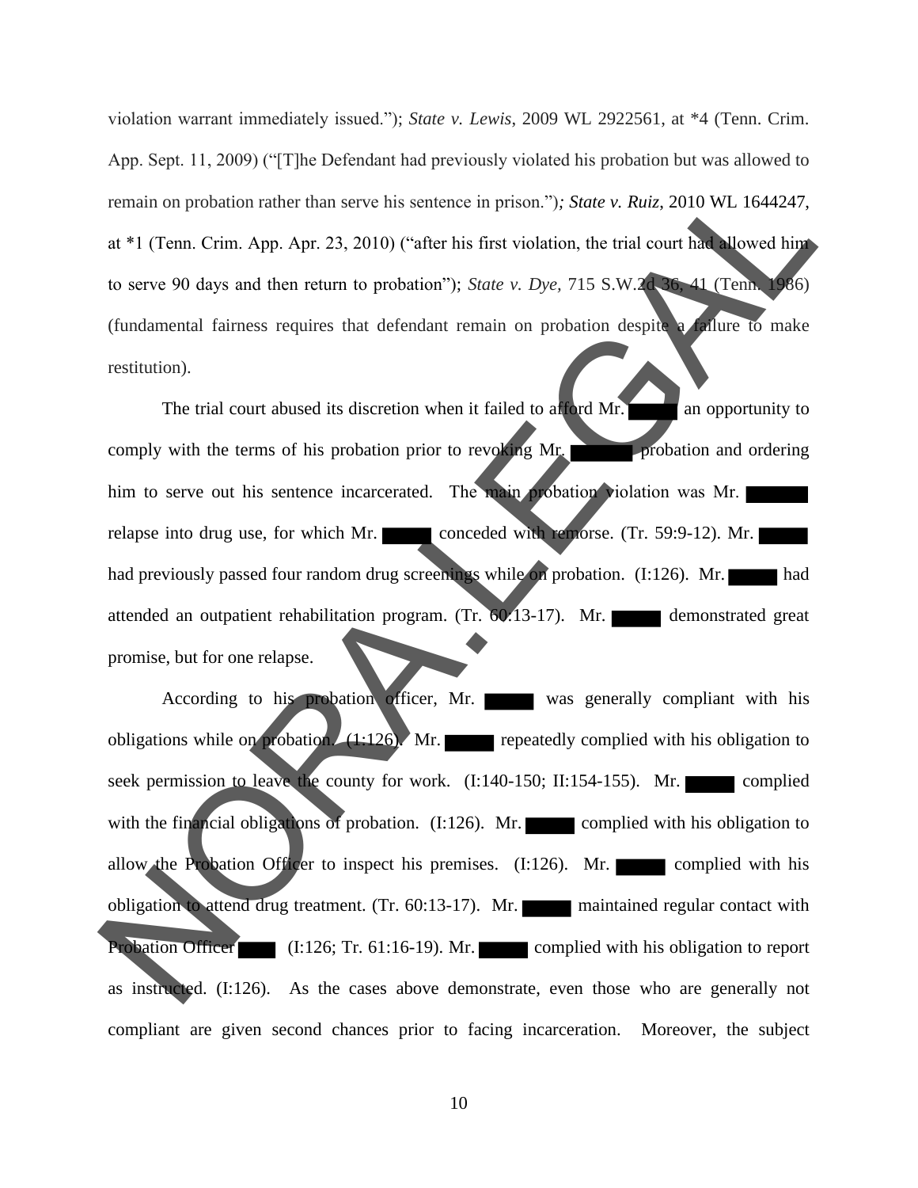violation warrant immediately issued."); *State v. Lewis*, 2009 WL 2922561, at *4 (Tenn. Crim. App. Sept. 11, 2009) ("[T]he Defendant had previously violated his probation but was allowed to remain on probation rather than serve his sentence in prison."); *State v. Ruiz*, 2010 WL 1644247, at *1 (Tenn. Crim. App. Apr. 23, 2010) ("after his first violation, the trial court had allowed him to serve 90 days and then return to probation"); *State v. Dye*, 715 S.W.2d 36, 41 (Tenn. 1986) (fundamental fairness requires that defendant remain on probation despite a failure to make restitution).

The trial court abused its discretion when it failed to afford Mr. ███ an opportunity to comply with the terms of his probation prior to revoking Mr. ███ probation and ordering him to serve out his sentence incarcerated. The main probation violation was Mr. ███ relapse into drug use, for which Mr. ███ conceded with remorse. (Tr. 59:9-12). Mr. ███ had previously passed four random drug screenings while on probation. (I:126). Mr. ███ had attended an outpatient rehabilitation program. (Tr. 60:13-17). Mr. ███ demonstrated great promise, but for one relapse.

According to his probation officer, Mr. ███ was generally compliant with his obligations while on probation. (I:126). Mr. ███ repeatedly complied with his obligation to seek permission to leave the county for work. (I:140-150; II:154-155). Mr. ███ complied with the financial obligations of probation. (I:126). Mr. ███ complied with his obligation to allow the Probation Officer to inspect his premises. (I:126). Mr. ███ complied with his obligation to attend drug treatment. (Tr. 60:13-17). Mr. ███ maintained regular contact with Probation Officer ███ (I:126; Tr. 61:16-19). Mr. ███ complied with his obligation to report as instructed. (I:126). As the cases above demonstrate, even those who are generally not compliant are given second chances prior to facing incarceration. Moreover, the subject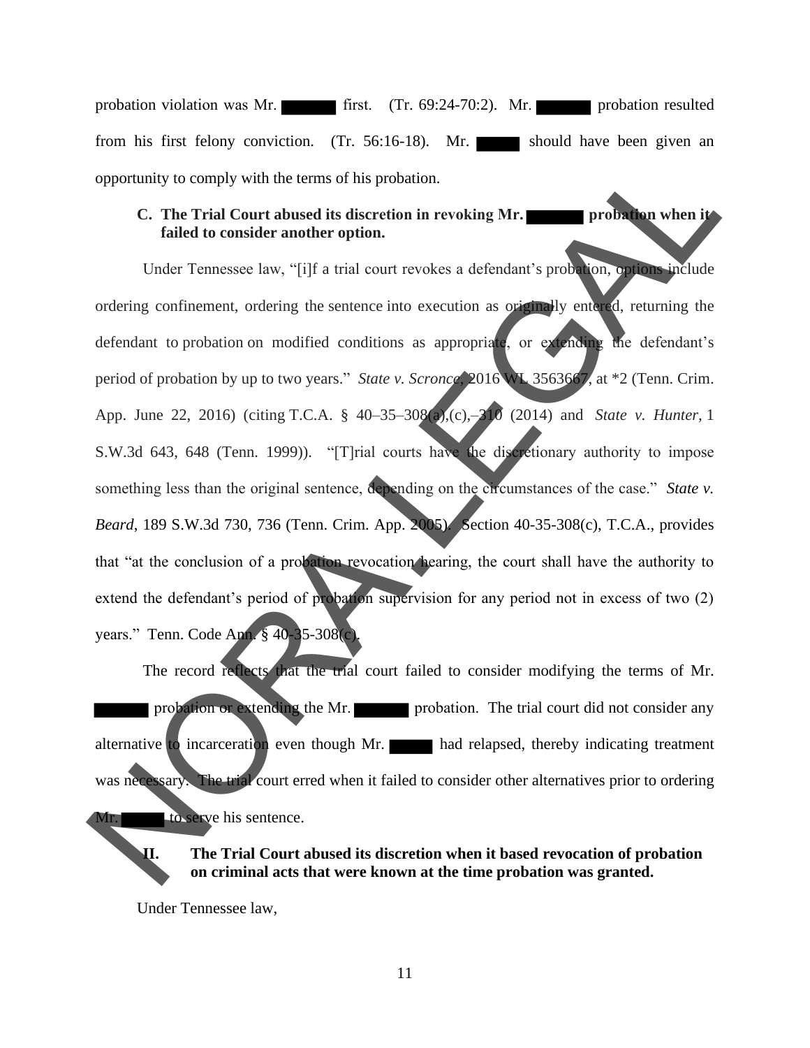probation violation was Mr. ██████ first. (Tr. 69:24-70:2). Mr. ██████ probation resulted from his first felony conviction. (Tr. 56:16-18). Mr. ██████ should have been given an opportunity to comply with the terms of his probation.

**C. The Trial Court abused its discretion in revoking Mr. ██████ probation when it failed to consider another option.**

Under Tennessee law, "[i]f a trial court revokes a defendant's probation, options include ordering confinement, ordering the sentence into execution as originally entered, returning the defendant to probation on modified conditions as appropriate, or extending the defendant's period of probation by up to two years." *State v. Scronce*, 2016 WL 3563667, at *2 (Tenn. Crim. App. June 22, 2016) (citing T.C.A. § 40–35–308(a),(c),–310 (2014) and *State v. Hunter*, 1 S.W.3d 643, 648 (Tenn. 1999)). "[T]rial courts have the discretionary authority to impose something less than the original sentence, depending on the circumstances of the case." *State v. Beard*, 189 S.W.3d 730, 736 (Tenn. Crim. App. 2005). Section 40-35-308(c), T.C.A., provides that "at the conclusion of a probation revocation hearing, the court shall have the authority to extend the defendant's period of probation supervision for any period not in excess of two (2) years." Tenn. Code Ann. § 40-35-308(c).

The record reflects that the trial court failed to consider modifying the terms of Mr. ██████ probation or extending the Mr. ██████ probation. The trial court did not consider any alternative to incarceration even though Mr. ██████ had relapsed, thereby indicating treatment was necessary. The trial court erred when it failed to consider other alternatives prior to ordering Mr. ██████ to serve his sentence.

**II. The Trial Court abused its discretion when it based revocation of probation on criminal acts that were known at the time probation was granted.**

Under Tennessee law,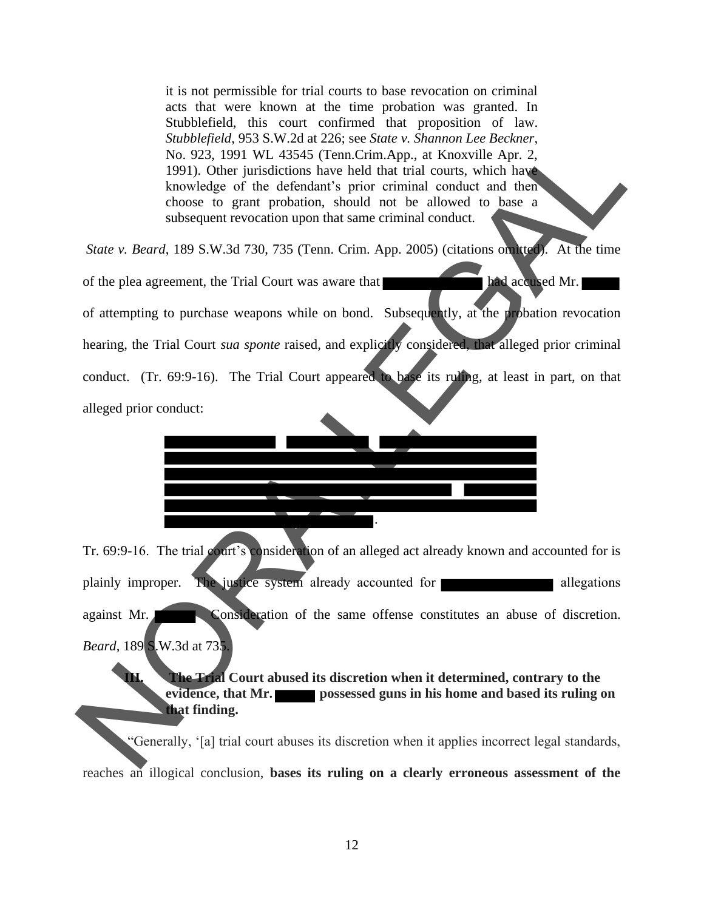> it is not permissible for trial courts to base revocation on criminal acts that were known at the time probation was granted. In Stubblefield, this court confirmed that proposition of law. *Stubblefield*, 953 S.W.2d at 226; see *State v. Shannon Lee Beckner*, No. 923, 1991 WL 43545 (Tenn.Crim.App., at Knoxville Apr. 2, 1991). Other jurisdictions have held that trial courts, which have knowledge of the defendant's prior criminal conduct and then choose to grant probation, should not be allowed to base a subsequent revocation upon that same criminal conduct.

*State v. Beard*, 189 S.W.3d 730, 735 (Tenn. Crim. App. 2005) (citations omitted). At the time of the plea agreement, the Trial Court was aware that ██████████ had accused Mr. ████ of attempting to purchase weapons while on bond. Subsequently, at the probation revocation hearing, the Trial Court *sua sponte* raised, and explicitly considered, that alleged prior criminal conduct. (Tr. 69:9-16). The Trial Court appeared to base its ruling, at least in part, on that alleged prior conduct:

> ██████████ ████████ ██████████████ ████████████████████████████████████ ████████████████████████████████████ ██████████████████████████ ██████ ████████████████████████████████████ ████████████████████.

Tr. 69:9-16. The trial court's consideration of an alleged act already known and accounted for is plainly improper. The justice system already accounted for ██████████ allegations against Mr. ████. Consideration of the same offense constitutes an abuse of discretion. *Beard*, 189 S.W.3d at 735.

### III. The Trial Court abused its discretion when it determined, contrary to the evidence, that Mr. ████ possessed guns in his home and based its ruling on that finding.

"Generally, '[a] trial court abuses its discretion when it applies incorrect legal standards, reaches an illogical conclusion, **bases its ruling on a clearly erroneous assessment of the**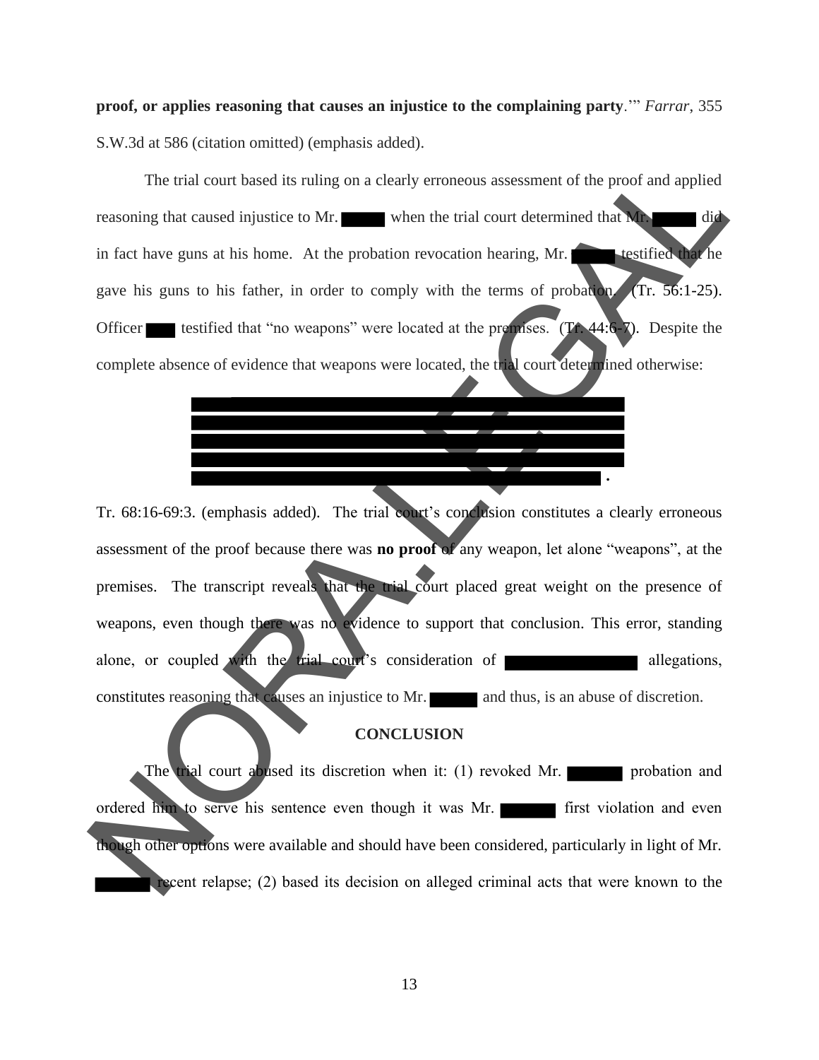**proof, or applies reasoning that causes an injustice to the complaining party**.'" *Farrar*, 355 S.W.3d at 586 (citation omitted) (emphasis added).

The trial court based its ruling on a clearly erroneous assessment of the proof and applied reasoning that caused injustice to Mr. ██████ when the trial court determined that Mr. ██████ did in fact have guns at his home. At the probation revocation hearing, Mr. ██████ testified that he gave his guns to his father, in order to comply with the terms of probation. (Tr. 56:1-25). Officer ████ testified that "no weapons" were located at the premises. (Tr. 44:6-7). Despite the complete absence of evidence that weapons were located, the trial court determined otherwise:

> ████████████████████████████████████████
> ████████████████████████████████████████
> ████████████████████████████████████████
> ████████████████████████████████████████
> ██████████████████████████████████████.

Tr. 68:16-69:3. (emphasis added). The trial court's conclusion constitutes a clearly erroneous assessment of the proof because there was **no proof** of any weapon, let alone "weapons", at the premises. The transcript reveals that the trial court placed great weight on the presence of weapons, even though there was no evidence to support that conclusion. This error, standing alone, or coupled with the trial court's consideration of ████████████ allegations, constitutes reasoning that causes an injustice to Mr. ██████ and thus, is an abuse of discretion.

## CONCLUSION

The trial court abused its discretion when it: (1) revoked Mr. ██████ probation and ordered him to serve his sentence even though it was Mr. ██████ first violation and even though other options were available and should have been considered, particularly in light of Mr. ██████ recent relapse; (2) based its decision on alleged criminal acts that were known to the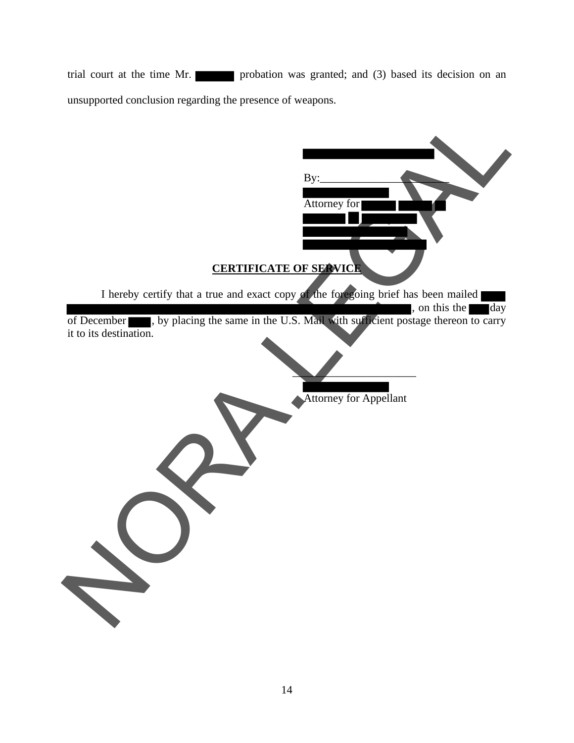trial court at the time Mr. ████ probation was granted; and (3) based its decision on an unsupported conclusion regarding the presence of weapons.

████████████

By:______________________

████████

Attorney for ████ ████ ██

████ █ ██████

██████████

████████████

**CERTIFICATE OF SERVICE**

I hereby certify that a true and exact copy of the foregoing brief has been mailed ██ ████████████████████████████████, on this the ██ day of December ██, by placing the same in the U.S. Mail with sufficient postage thereon to carry it to its destination.

______________________

████████

Attorney for Appellant